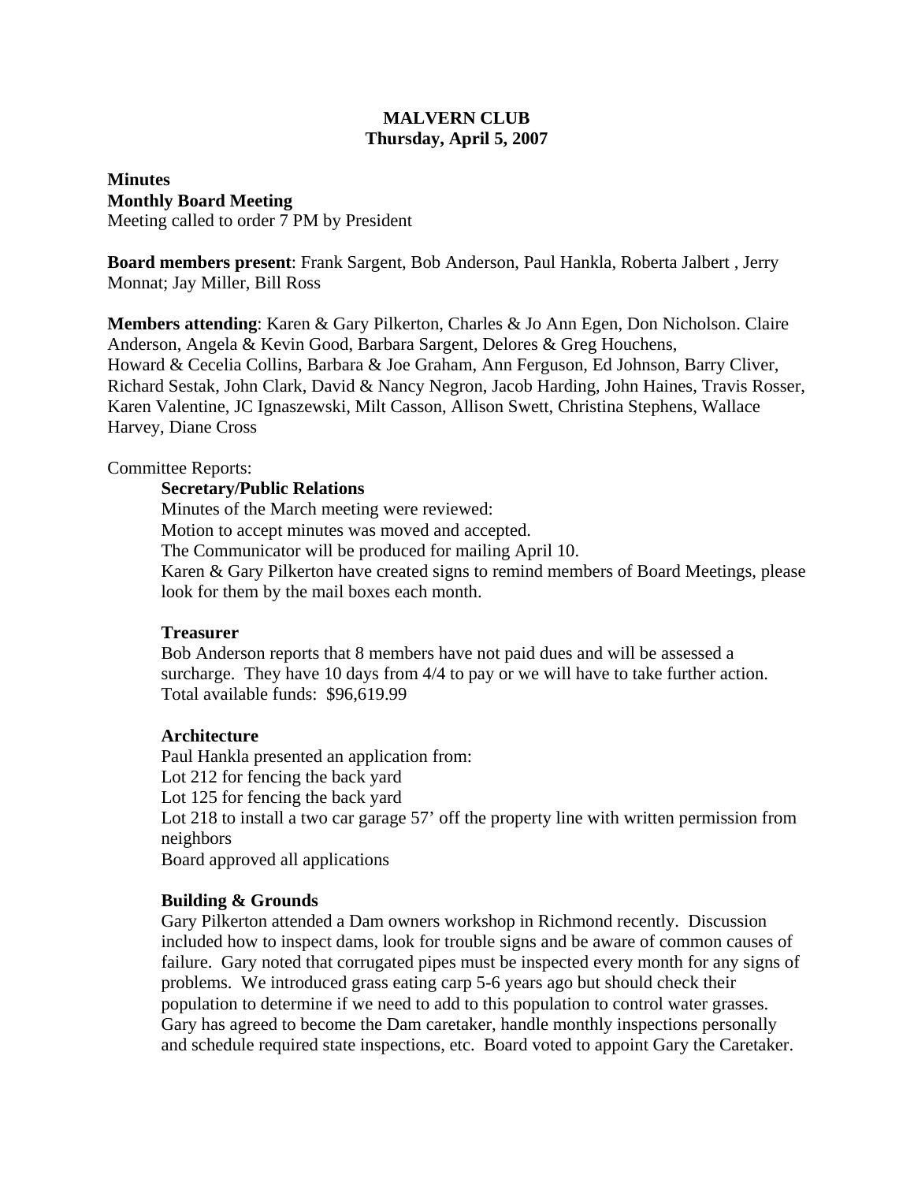**MALVERN CLUB**
**Thursday, April 5, 2007**

**Minutes**
**Monthly Board Meeting**
Meeting called to order 7 PM by President

**Board members present**: Frank Sargent, Bob Anderson, Paul Hankla, Roberta Jalbert , Jerry Monnat; Jay Miller, Bill Ross

**Members attending**: Karen & Gary Pilkerton, Charles & Jo Ann Egen, Don Nicholson. Claire Anderson, Angela & Kevin Good, Barbara Sargent, Delores & Greg Houchens, Howard & Cecelia Collins, Barbara & Joe Graham, Ann Ferguson, Ed Johnson, Barry Cliver, Richard Sestak, John Clark, David & Nancy Negron, Jacob Harding, John Haines, Travis Rosser, Karen Valentine, JC Ignaszewski, Milt Casson, Allison Swett, Christina Stephens, Wallace Harvey, Diane Cross

Committee Reports:

**Secretary/Public Relations**
Minutes of the March meeting were reviewed:
Motion to accept minutes was moved and accepted.
The Communicator will be produced for mailing April 10.
Karen & Gary Pilkerton have created signs to remind members of Board Meetings, please look for them by the mail boxes each month.

**Treasurer**
Bob Anderson reports that 8 members have not paid dues and will be assessed a surcharge. They have 10 days from 4/4 to pay or we will have to take further action.
Total available funds: $96,619.99

**Architecture**
Paul Hankla presented an application from:
Lot 212 for fencing the back yard
Lot 125 for fencing the back yard
Lot 218 to install a two car garage 57' off the property line with written permission from neighbors
Board approved all applications

**Building & Grounds**
Gary Pilkerton attended a Dam owners workshop in Richmond recently. Discussion included how to inspect dams, look for trouble signs and be aware of common causes of failure. Gary noted that corrugated pipes must be inspected every month for any signs of problems. We introduced grass eating carp 5-6 years ago but should check their population to determine if we need to add to this population to control water grasses. Gary has agreed to become the Dam caretaker, handle monthly inspections personally and schedule required state inspections, etc. Board voted to appoint Gary the Caretaker.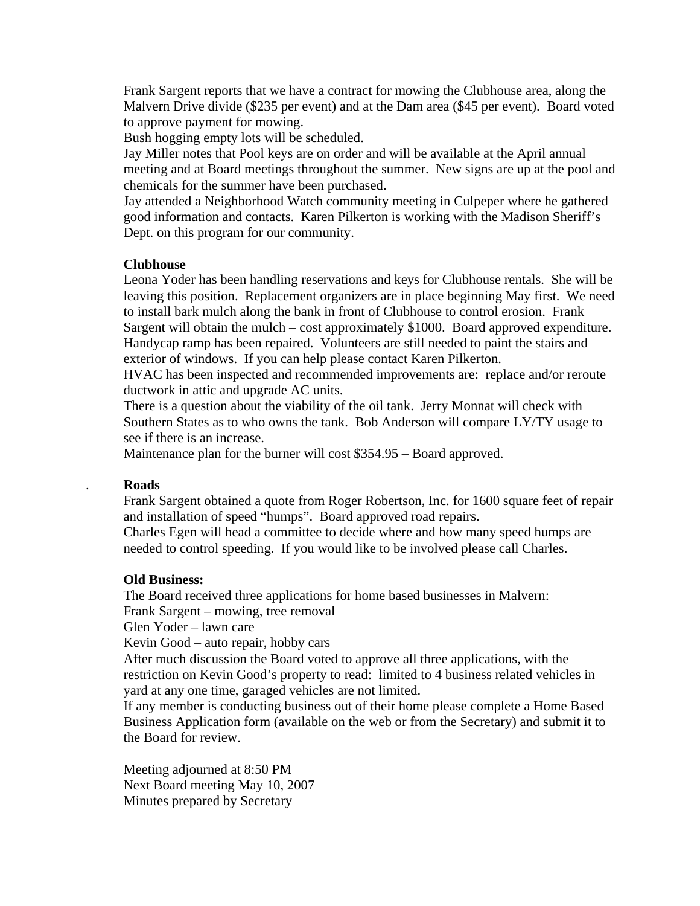Frank Sargent reports that we have a contract for mowing the Clubhouse area, along the Malvern Drive divide ($235 per event) and at the Dam area ($45 per event). Board voted to approve payment for mowing.
Bush hogging empty lots will be scheduled.
Jay Miller notes that Pool keys are on order and will be available at the April annual meeting and at Board meetings throughout the summer. New signs are up at the pool and chemicals for the summer have been purchased.
Jay attended a Neighborhood Watch community meeting in Culpeper where he gathered good information and contacts. Karen Pilkerton is working with the Madison Sheriff's Dept. on this program for our community.

**Clubhouse**

Leona Yoder has been handling reservations and keys for Clubhouse rentals. She will be leaving this position. Replacement organizers are in place beginning May first. We need to install bark mulch along the bank in front of Clubhouse to control erosion. Frank Sargent will obtain the mulch – cost approximately $1000. Board approved expenditure. Handycap ramp has been repaired. Volunteers are still needed to paint the stairs and exterior of windows. If you can help please contact Karen Pilkerton.
HVAC has been inspected and recommended improvements are: replace and/or reroute ductwork in attic and upgrade AC units.
There is a question about the viability of the oil tank. Jerry Monnat will check with Southern States as to who owns the tank. Bob Anderson will compare LY/TY usage to see if there is an increase.
Maintenance plan for the burner will cost $354.95 – Board approved.

**Roads**

Frank Sargent obtained a quote from Roger Robertson, Inc. for 1600 square feet of repair and installation of speed "humps". Board approved road repairs.
Charles Egen will head a committee to decide where and how many speed humps are needed to control speeding. If you would like to be involved please call Charles.

**Old Business:**

The Board received three applications for home based businesses in Malvern:
Frank Sargent – mowing, tree removal
Glen Yoder – lawn care
Kevin Good – auto repair, hobby cars
After much discussion the Board voted to approve all three applications, with the restriction on Kevin Good's property to read: limited to 4 business related vehicles in yard at any one time, garaged vehicles are not limited.
If any member is conducting business out of their home please complete a Home Based Business Application form (available on the web or from the Secretary) and submit it to the Board for review.

Meeting adjourned at 8:50 PM
Next Board meeting May 10, 2007
Minutes prepared by Secretary